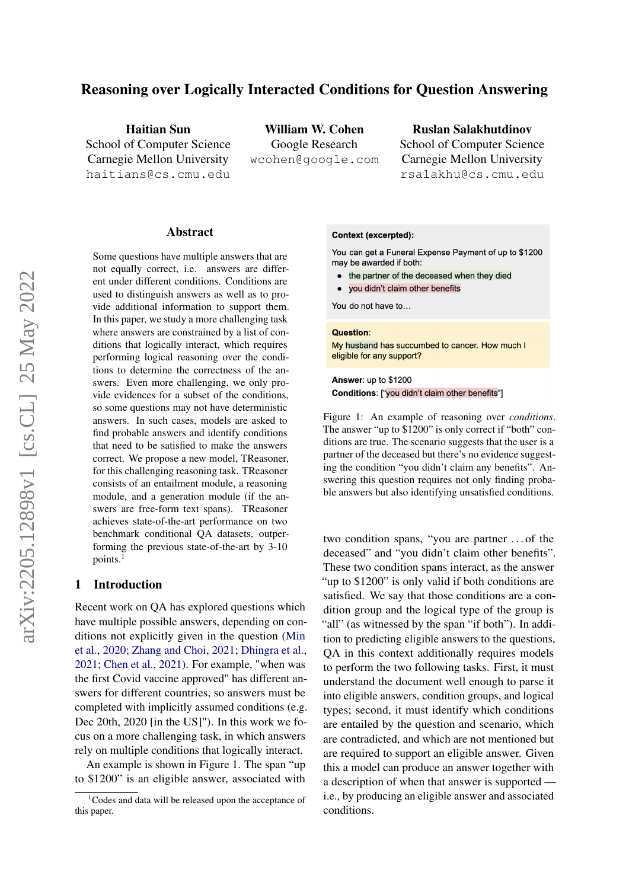# Reasoning over Logically Interacted Conditions for Question Answering

**Haitian Sun**
School of Computer Science
Carnegie Mellon University
haitians@cs.cmu.edu

**William W. Cohen**
Google Research
wcohen@google.com

**Ruslan Salakhutdinov**
School of Computer Science
Carnegie Mellon University
rsalakhu@cs.cmu.edu

## Abstract

Some questions have multiple answers that are not equally correct, i.e. answers are different under different conditions. Conditions are used to distinguish answers as well as to provide additional information to support them. In this paper, we study a more challenging task where answers are constrained by a list of conditions that logically interact, which requires performing logical reasoning over the conditions to determine the correctness of the answers. Even more challenging, we only provide evidences for a subset of the conditions, so some questions may not have deterministic answers. In such cases, models are asked to find probable answers and identify conditions that need to be satisfied to make the answers correct. We propose a new model, TReasoner, for this challenging reasoning task. TReasoner consists of an entailment module, a reasoning module, and a generation module (if the answers are free-form text spans). TReasoner achieves state-of-the-art performance on two benchmark conditional QA datasets, outperforming the previous state-of-the-art by 3-10 points.[1]

## 1 Introduction

Recent work on QA has explored questions which have multiple possible answers, depending on conditions not explicitly given in the question (Min et al., 2020; Zhang and Choi, 2021; Dhingra et al., 2021; Chen et al., 2021). For example, "when was the first Covid vaccine approved" has different answers for different countries, so answers must be completed with implicitly assumed conditions (e.g. Dec 20th, 2020 [in the US]"). In this work we focus on a more challenging task, in which answers rely on multiple conditions that logically interact.

An example is shown in Figure 1. The span "up to $1200" is an eligible answer, associated with two condition spans, "you are partner ...of the deceased" and "you didn't claim other benefits". These two condition spans interact, as the answer "up to $1200" is only valid if both conditions are satisfied. We say that those conditions are a condition group and the logical type of the group is "all" (as witnessed by the span "if both"). In addition to predicting eligible answers to the questions, QA in this context additionally requires models to perform the two following tasks. First, it must understand the document well enough to parse it into eligible answers, condition groups, and logical types; second, it must identify which conditions are entailed by the question and scenario, which are contradicted, and which are not mentioned but are required to support an eligible answer. Given this a model can produce an answer together with a description of when that answer is supported — i.e., by producing an eligible answer and associated conditions.

**Context (excerpted):**

You can get a Funeral Expense Payment of up to $1200 may be awarded if both:

- the partner of the deceased when they died
- you didn't claim other benefits

You do not have to...

**Question:**
My husband has succumbed to cancer. How much I eligible for any support?

**Answer**: up to $1200
**Conditions**: ["you didn't claim other benefits"]

Figure 1: An example of reasoning over *conditions*. The answer "up to $1200" is only correct if "both" conditions are true. The scenario suggests that the user is a partner of the deceased but there's no evidence suggesting the condition "you didn't claim any benefits". Answering this question requires not only finding probable answers but also identifying unsatisfied conditions.

[1] Codes and data will be released upon the acceptance of this paper.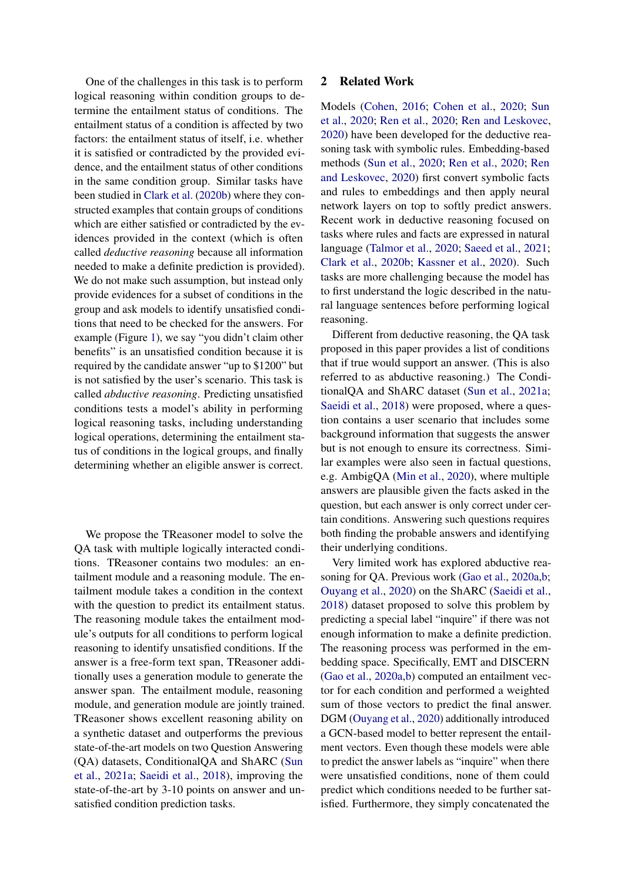One of the challenges in this task is to perform logical reasoning within condition groups to determine the entailment status of conditions. The entailment status of a condition is affected by two factors: the entailment status of itself, i.e. whether it is satisfied or contradicted by the provided evidence, and the entailment status of other conditions in the same condition group. Similar tasks have been studied in Clark et al. (2020b) where they constructed examples that contain groups of conditions which are either satisfied or contradicted by the evidences provided in the context (which is often called *deductive reasoning* because all information needed to make a definite prediction is provided). We do not make such assumption, but instead only provide evidences for a subset of conditions in the group and ask models to identify unsatisfied conditions that need to be checked for the answers. For example (Figure 1), we say "you didn't claim other benefits" is an unsatisfied condition because it is required by the candidate answer "up to \$1200" but is not satisfied by the user's scenario. This task is called *abductive reasoning*. Predicting unsatisfied conditions tests a model's ability in performing logical reasoning tasks, including understanding logical operations, determining the entailment status of conditions in the logical groups, and finally determining whether an eligible answer is correct.

We propose the TReasoner model to solve the QA task with multiple logically interacted conditions. TReasoner contains two modules: an entailment module and a reasoning module. The entailment module takes a condition in the context with the question to predict its entailment status. The reasoning module takes the entailment module's outputs for all conditions to perform logical reasoning to identify unsatisfied conditions. If the answer is a free-form text span, TReasoner additionally uses a generation module to generate the answer span. The entailment module, reasoning module, and generation module are jointly trained. TReasoner shows excellent reasoning ability on a synthetic dataset and outperforms the previous state-of-the-art models on two Question Answering (QA) datasets, ConditionalQA and ShARC (Sun et al., 2021a; Saeidi et al., 2018), improving the state-of-the-art by 3-10 points on answer and unsatisfied condition prediction tasks.

## 2 Related Work

Models (Cohen, 2016; Cohen et al., 2020; Sun et al., 2020; Ren et al., 2020; Ren and Leskovec, 2020) have been developed for the deductive reasoning task with symbolic rules. Embedding-based methods (Sun et al., 2020; Ren et al., 2020; Ren and Leskovec, 2020) first convert symbolic facts and rules to embeddings and then apply neural network layers on top to softly predict answers. Recent work in deductive reasoning focused on tasks where rules and facts are expressed in natural language (Talmor et al., 2020; Saeed et al., 2021; Clark et al., 2020b; Kassner et al., 2020). Such tasks are more challenging because the model has to first understand the logic described in the natural language sentences before performing logical reasoning.

Different from deductive reasoning, the QA task proposed in this paper provides a list of conditions that if true would support an answer. (This is also referred to as abductive reasoning.) The ConditionalQA and ShARC dataset (Sun et al., 2021a; Saeidi et al., 2018) were proposed, where a question contains a user scenario that includes some background information that suggests the answer but is not enough to ensure its correctness. Similar examples were also seen in factual questions, e.g. AmbigQA (Min et al., 2020), where multiple answers are plausible given the facts asked in the question, but each answer is only correct under certain conditions. Answering such questions requires both finding the probable answers and identifying their underlying conditions.

Very limited work has explored abductive reasoning for QA. Previous work (Gao et al., 2020a,b; Ouyang et al., 2020) on the ShARC (Saeidi et al., 2018) dataset proposed to solve this problem by predicting a special label "inquire" if there was not enough information to make a definite prediction. The reasoning process was performed in the embedding space. Specifically, EMT and DISCERN (Gao et al., 2020a,b) computed an entailment vector for each condition and performed a weighted sum of those vectors to predict the final answer. DGM (Ouyang et al., 2020) additionally introduced a GCN-based model to better represent the entailment vectors. Even though these models were able to predict the answer labels as "inquire" when there were unsatisfied conditions, none of them could predict which conditions needed to be further satisfied. Furthermore, they simply concatenated the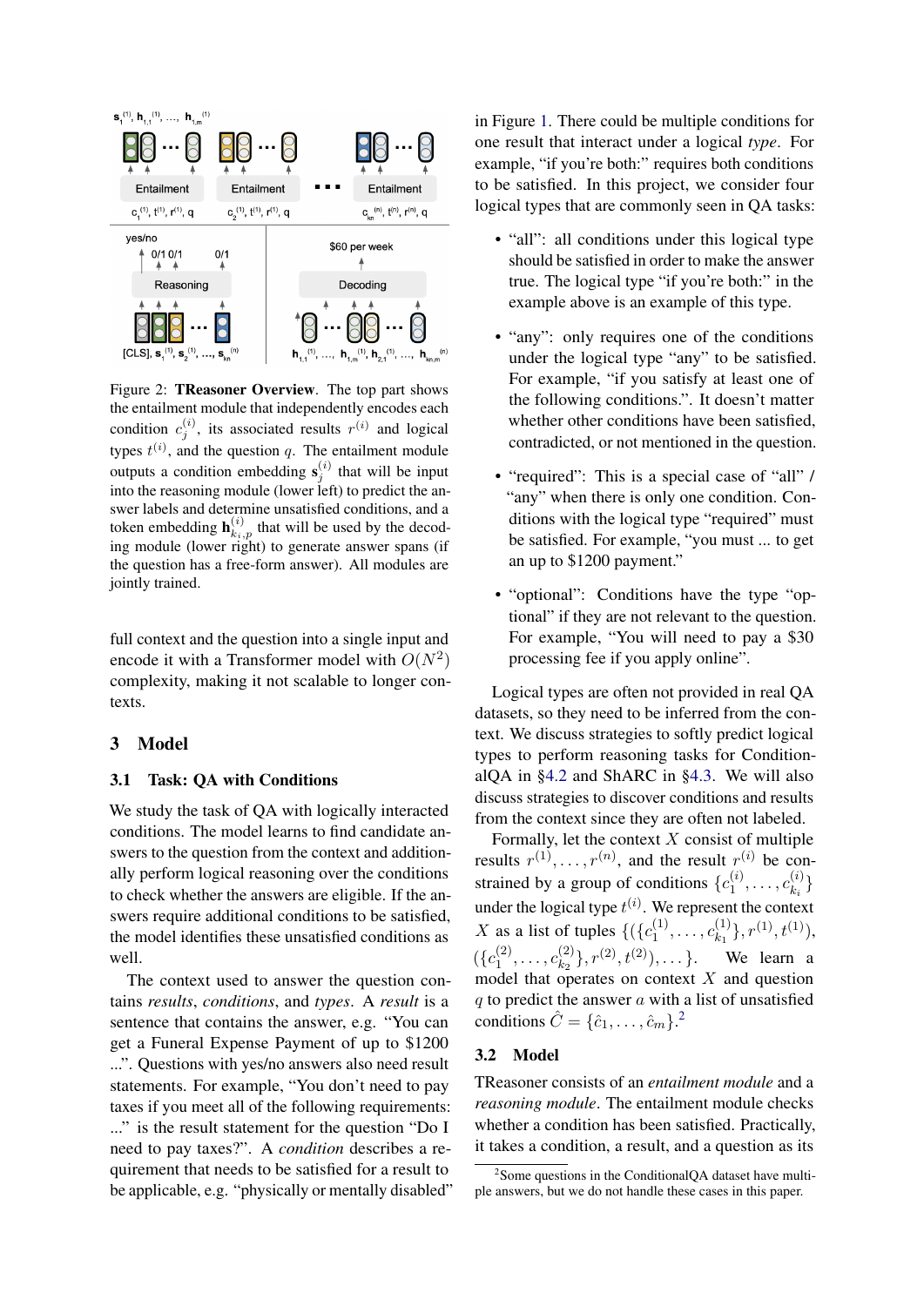Figure 2: **TReasoner Overview**. The top part shows the entailment module that independently encodes each condition $c_j^{(i)}$, its associated results $r^{(i)}$ and logical types $t^{(i)}$, and the question $q$. The entailment module outputs a condition embedding $\mathbf{s}_j^{(i)}$ that will be input into the reasoning module (lower left) to predict the answer labels and determine unsatisfied conditions, and a token embedding $\mathbf{h}_{k_i,p}^{(i)}$ that will be used by the decoding module (lower right) to generate answer spans (if the question has a free-form answer). All modules are jointly trained.

full context and the question into a single input and encode it with a Transformer model with $O(N^2)$ complexity, making it not scalable to longer contexts.

## 3 Model

### 3.1 Task: QA with Conditions

We study the task of QA with logically interacted conditions. The model learns to find candidate answers to the question from the context and additionally perform logical reasoning over the conditions to check whether the answers are eligible. If the answers require additional conditions to be satisfied, the model identifies these unsatisfied conditions as well.

The context used to answer the question contains *results*, *conditions*, and *types*. A *result* is a sentence that contains the answer, e.g. "You can get a Funeral Expense Payment of up to $1200 ...". Questions with yes/no answers also need result statements. For example, "You don't need to pay taxes if you meet all of the following requirements: ..." is the result statement for the question "Do I need to pay taxes?". A *condition* describes a requirement that needs to be satisfied for a result to be applicable, e.g. "physically or mentally disabled" in Figure 1. There could be multiple conditions for one result that interact under a logical *type*. For example, "if you're both:" requires both conditions to be satisfied. In this project, we consider four logical types that are commonly seen in QA tasks:

- "all": all conditions under this logical type should be satisfied in order to make the answer true. The logical type "if you're both:" in the example above is an example of this type.
- "any": only requires one of the conditions under the logical type "any" to be satisfied. For example, "if you satisfy at least one of the following conditions.". It doesn't matter whether other conditions have been satisfied, contradicted, or not mentioned in the question.
- "required": This is a special case of "all" / "any" when there is only one condition. Conditions with the logical type "required" must be satisfied. For example, "you must ... to get an up to $1200 payment."
- "optional": Conditions have the type "optional" if they are not relevant to the question. For example, "You will need to pay a $30 processing fee if you apply online".

Logical types are often not provided in real QA datasets, so they need to be inferred from the context. We discuss strategies to softly predict logical types to perform reasoning tasks for ConditionalQA in §4.2 and ShARC in §4.3. We will also discuss strategies to discover conditions and results from the context since they are often not labeled.

Formally, let the context $X$ consist of multiple results $r^{(1)}, \ldots, r^{(n)}$, and the result $r^{(i)}$ be constrained by a group of conditions $\{c_1^{(i)}, \ldots, c_{k_i}^{(i)}\}$ under the logical type $t^{(i)}$. We represent the context $X$ as a list of tuples $\{(\{c_1^{(1)}, \ldots, c_{k_1}^{(1)}\}, r^{(1)}, t^{(1)}),$ $(\{c_1^{(2)}, \ldots, c_{k_2}^{(2)}\}, r^{(2)}, t^{(2)}), \ldots\}$. We learn a model that operates on context $X$ and question $q$ to predict the answer $a$ with a list of unsatisfied conditions $\hat{C} = \{\hat{c}_1, \ldots, \hat{c}_m\}$.[2]

### 3.2 Model

TReasoner consists of an *entailment module* and a *reasoning module*. The entailment module checks whether a condition has been satisfied. Practically, it takes a condition, a result, and a question as its

[2]Some questions in the ConditionalQA dataset have multiple answers, but we do not handle these cases in this paper.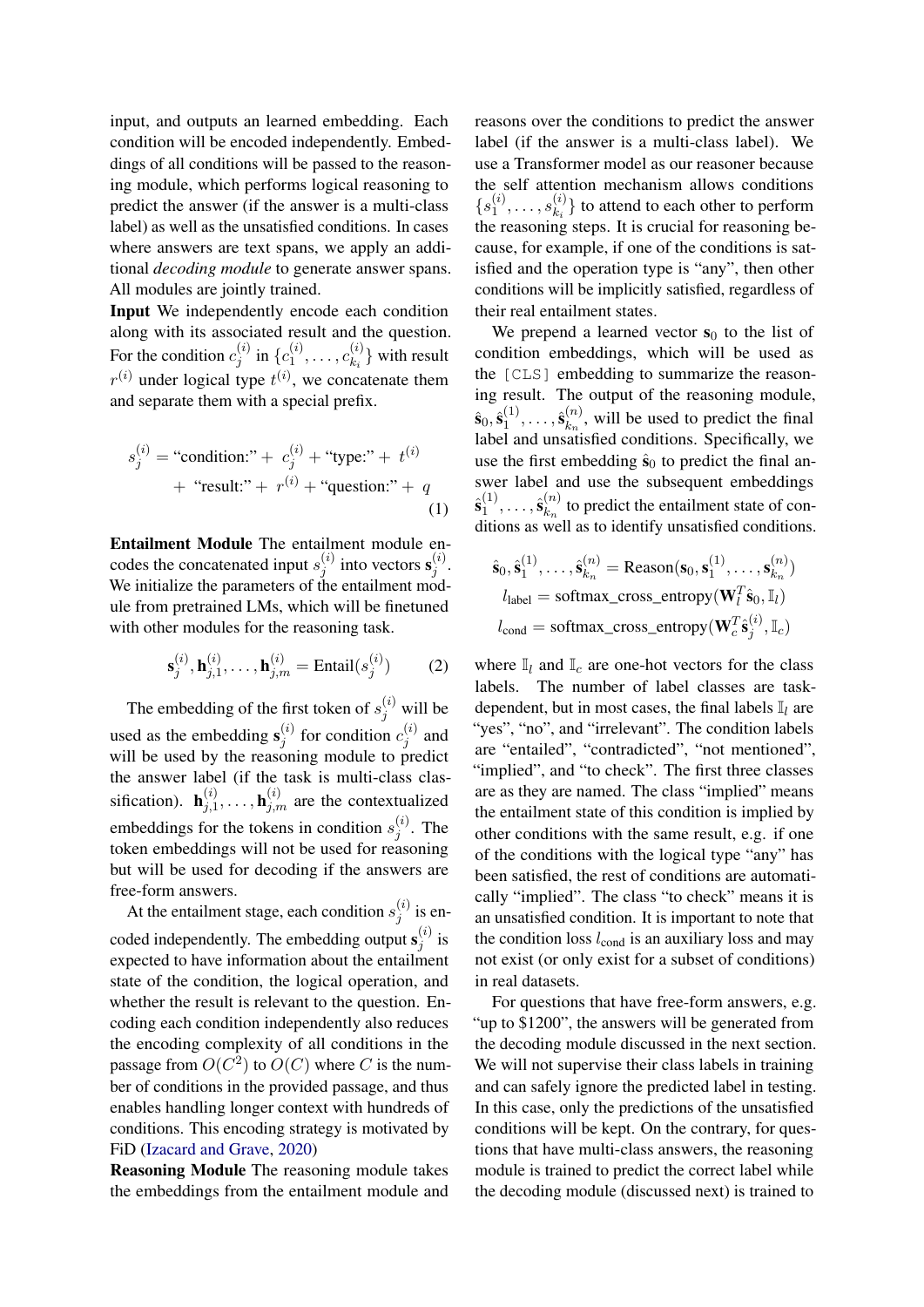input, and outputs an learned embedding. Each condition will be encoded independently. Embeddings of all conditions will be passed to the reasoning module, which performs logical reasoning to predict the answer (if the answer is a multi-class label) as well as the unsatisfied conditions. In cases where answers are text spans, we apply an additional *decoding module* to generate answer spans. All modules are jointly trained.

**Input** We independently encode each condition along with its associated result and the question. For the condition $c_j^{(i)}$ in $\{c_1^{(i)}, \ldots, c_{k_i}^{(i)}\}$ with result $r^{(i)}$ under logical type $t^{(i)}$, we concatenate them and separate them with a special prefix.

$$
\begin{aligned}
s_j^{(i)} = \text{"condition:"} + \; c_j^{(i)} + \text{"type:"} + \; t^{(i)} \\
+ \; \text{"result:"} + \; r^{(i)} + \text{"question:"} + \; q
\end{aligned} \tag{1}
$$

**Entailment Module** The entailment module encodes the concatenated input $s_j^{(i)}$ into vectors $\mathbf{s}_j^{(i)}$. We initialize the parameters of the entailment module from pretrained LMs, which will be finetuned with other modules for the reasoning task.

$$
\mathbf{s}_j^{(i)}, \mathbf{h}_{j,1}^{(i)}, \ldots, \mathbf{h}_{j,m}^{(i)} = \text{Entail}(s_j^{(i)}) \tag{2}
$$

The embedding of the first token of $s_j^{(i)}$ will be used as the embedding $\mathbf{s}_j^{(i)}$ for condition $c_j^{(i)}$ and will be used by the reasoning module to predict the answer label (if the task is multi-class classification). $\mathbf{h}_{j,1}^{(i)}, \ldots, \mathbf{h}_{j,m}^{(i)}$ are the contextualized embeddings for the tokens in condition $s_j^{(i)}$. The token embeddings will not be used for reasoning but will be used for decoding if the answers are free-form answers.

At the entailment stage, each condition $s_j^{(i)}$ is encoded independently. The embedding output $\mathbf{s}_j^{(i)}$ is expected to have information about the entailment state of the condition, the logical operation, and whether the result is relevant to the question. Encoding each condition independently also reduces the encoding complexity of all conditions in the passage from $O(C^2)$ to $O(C)$ where $C$ is the number of conditions in the provided passage, and thus enables handling longer context with hundreds of conditions. This encoding strategy is motivated by FiD (Izacard and Grave, 2020)

**Reasoning Module** The reasoning module takes the embeddings from the entailment module and reasons over the conditions to predict the answer label (if the answer is a multi-class label). We use a Transformer model as our reasoner because the self attention mechanism allows conditions $\{s_1^{(i)}, \ldots, s_{k_i}^{(i)}\}$ to attend to each other to perform the reasoning steps. It is crucial for reasoning because, for example, if one of the conditions is satisfied and the operation type is "any", then other conditions will be implicitly satisfied, regardless of their real entailment states.

We prepend a learned vector $\mathbf{s}_0$ to the list of condition embeddings, which will be used as the `[CLS]` embedding to summarize the reasoning result. The output of the reasoning module, $\hat{\mathbf{s}}_0, \hat{\mathbf{s}}_1^{(1)}, \ldots, \hat{\mathbf{s}}_{k_n}^{(n)}$, will be used to predict the final label and unsatisfied conditions. Specifically, we use the first embedding $\hat{\mathbf{s}}_0$ to predict the final answer label and use the subsequent embeddings $\hat{\mathbf{s}}_1^{(1)}, \ldots, \hat{\mathbf{s}}_{k_n}^{(n)}$ to predict the entailment state of conditions as well as to identify unsatisfied conditions.

$$
\begin{aligned}
\hat{\mathbf{s}}_0, \hat{\mathbf{s}}_1^{(1)}, \ldots, \hat{\mathbf{s}}_{k_n}^{(n)} &= \text{Reason}(\mathbf{s}_0, \mathbf{s}_1^{(1)}, \ldots, \mathbf{s}_{k_n}^{(n)}) \\
l_{\text{label}} &= \text{softmax\_cross\_entropy}(\mathbf{W}_l^T \hat{\mathbf{s}}_0, \mathbb{I}_l) \\
l_{\text{cond}} &= \text{softmax\_cross\_entropy}(\mathbf{W}_c^T \hat{\mathbf{s}}_j^{(i)}, \mathbb{I}_c)
\end{aligned}
$$

where $\mathbb{I}_l$ and $\mathbb{I}_c$ are one-hot vectors for the class labels. The number of label classes are task-dependent, but in most cases, the final labels $\mathbb{I}_l$ are "yes", "no", and "irrelevant". The condition labels are "entailed", "contradicted", "not mentioned", "implied", and "to check". The first three classes are as they are named. The class "implied" means the entailment state of this condition is implied by other conditions with the same result, e.g. if one of the conditions with the logical type "any" has been satisfied, the rest of conditions are automatically "implied". The class "to check" means it is an unsatisfied condition. It is important to note that the condition loss $l_{\text{cond}}$ is an auxiliary loss and may not exist (or only exist for a subset of conditions) in real datasets.

For questions that have free-form answers, e.g. "up to \$1200", the answers will be generated from the decoding module discussed in the next section. We will not supervise their class labels in training and can safely ignore the predicted label in testing. In this case, only the predictions of the unsatisfied conditions will be kept. On the contrary, for questions that have multi-class answers, the reasoning module is trained to predict the correct label while the decoding module (discussed next) is trained to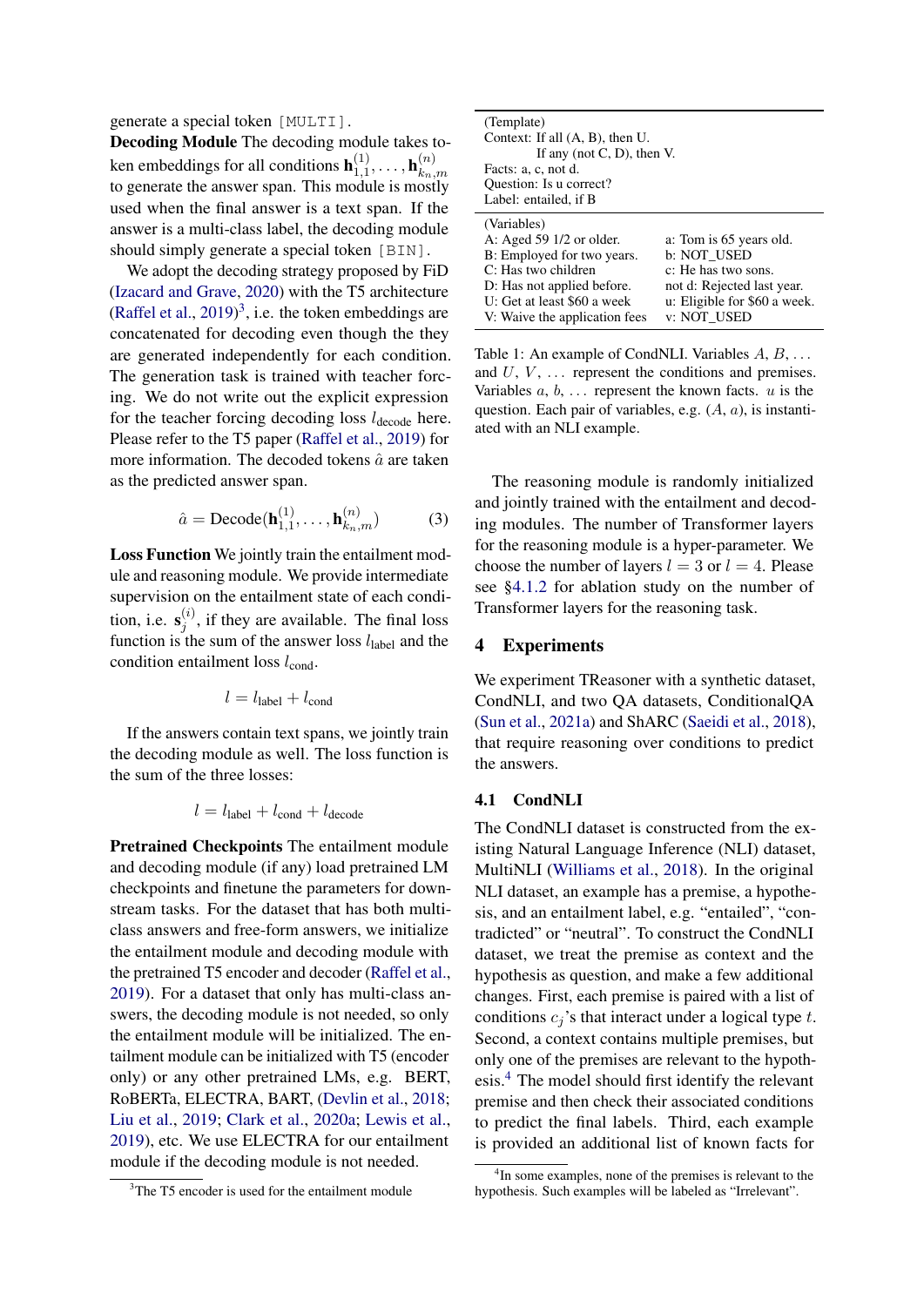generate a special token [MULTI].

**Decoding Module** The decoding module takes token embeddings for all conditions $\mathbf{h}_{1,1}^{(1)}, \ldots, \mathbf{h}_{k_n,m}^{(n)}$ to generate the answer span. This module is mostly used when the final answer is a text span. If the answer is a multi-class label, the decoding module should simply generate a special token [BIN].

We adopt the decoding strategy proposed by FiD (Izacard and Grave, 2020) with the T5 architecture (Raffel et al., 2019)[3], i.e. the token embeddings are concatenated for decoding even though the they are generated independently for each condition. The generation task is trained with teacher forcing. We do not write out the explicit expression for the teacher forcing decoding loss $l_{\text{decode}}$ here. Please refer to the T5 paper (Raffel et al., 2019) for more information. The decoded tokens $\hat{a}$ are taken as the predicted answer span.

$$\hat{a} = \text{Decode}(\mathbf{h}_{1,1}^{(1)}, \ldots, \mathbf{h}_{k_n,m}^{(n)}) \tag{3}$$

**Loss Function** We jointly train the entailment module and reasoning module. We provide intermediate supervision on the entailment state of each condition, i.e. $\mathbf{s}_j^{(i)}$, if they are available. The final loss function is the sum of the answer loss $l_{\text{label}}$ and the condition entailment loss $l_{\text{cond}}$.

$$l = l_{\text{label}} + l_{\text{cond}}$$

If the answers contain text spans, we jointly train the decoding module as well. The loss function is the sum of the three losses:

$$l = l_{\text{label}} + l_{\text{cond}} + l_{\text{decode}}$$

**Pretrained Checkpoints** The entailment module and decoding module (if any) load pretrained LM checkpoints and finetune the parameters for downstream tasks. For the dataset that has both multi-class answers and free-form answers, we initialize the entailment module and decoding module with the pretrained T5 encoder and decoder (Raffel et al., 2019). For a dataset that only has multi-class answers, the decoding module is not needed, so only the entailment module will be initialized. The entailment module can be initialized with T5 (encoder only) or any other pretrained LMs, e.g. BERT, RoBERTa, ELECTRA, BART, (Devlin et al., 2018; Liu et al., 2019; Clark et al., 2020a; Lewis et al., 2019), etc. We use ELECTRA for our entailment module if the decoding module is not needed.

[3] The T5 encoder is used for the entailment module

| (Template) | |
|---|---|
| Context: If all (A, B), then U. | |
| If any (not C, D), then V. | |
| Facts: a, c, not d. | |
| Question: Is u correct? | |
| Label: entailed, if B | |
| (Variables) | |
| A: Aged 59 1/2 or older. | a: Tom is 65 years old. |
| B: Employed for two years. | b: NOT_USED |
| C: Has two children | c: He has two sons. |
| D: Has not applied before. | not d: Rejected last year. |
| U: Get at least $60 a week | u: Eligible for $60 a week. |
| V: Waive the application fees | v: NOT_USED |

Table 1: An example of CondNLI. Variables $A$, $B$, ... and $U$, $V$, ... represent the conditions and premises. Variables $a$, $b$, ... represent the known facts. $u$ is the question. Each pair of variables, e.g. ($A$, $a$), is instantiated with an NLI example.

The reasoning module is randomly initialized and jointly trained with the entailment and decoding modules. The number of Transformer layers for the reasoning module is a hyper-parameter. We choose the number of layers $l = 3$ or $l = 4$. Please see §4.1.2 for ablation study on the number of Transformer layers for the reasoning task.

## 4 Experiments

We experiment TReasoner with a synthetic dataset, CondNLI, and two QA datasets, ConditionalQA (Sun et al., 2021a) and ShARC (Saeidi et al., 2018), that require reasoning over conditions to predict the answers.

### 4.1 CondNLI

The CondNLI dataset is constructed from the existing Natural Language Inference (NLI) dataset, MultiNLI (Williams et al., 2018). In the original NLI dataset, an example has a premise, a hypothesis, and an entailment label, e.g. "entailed", "contradicted" or "neutral". To construct the CondNLI dataset, we treat the premise as context and the hypothesis as question, and make a few additional changes. First, each premise is paired with a list of conditions $c_j$'s that interact under a logical type $t$. Second, a context contains multiple premises, but only one of the premises are relevant to the hypothesis.[4] The model should first identify the relevant premise and then check their associated conditions to predict the final labels. Third, each example is provided an additional list of known facts for

[4] In some examples, none of the premises is relevant to the hypothesis. Such examples will be labeled as "Irrelevant".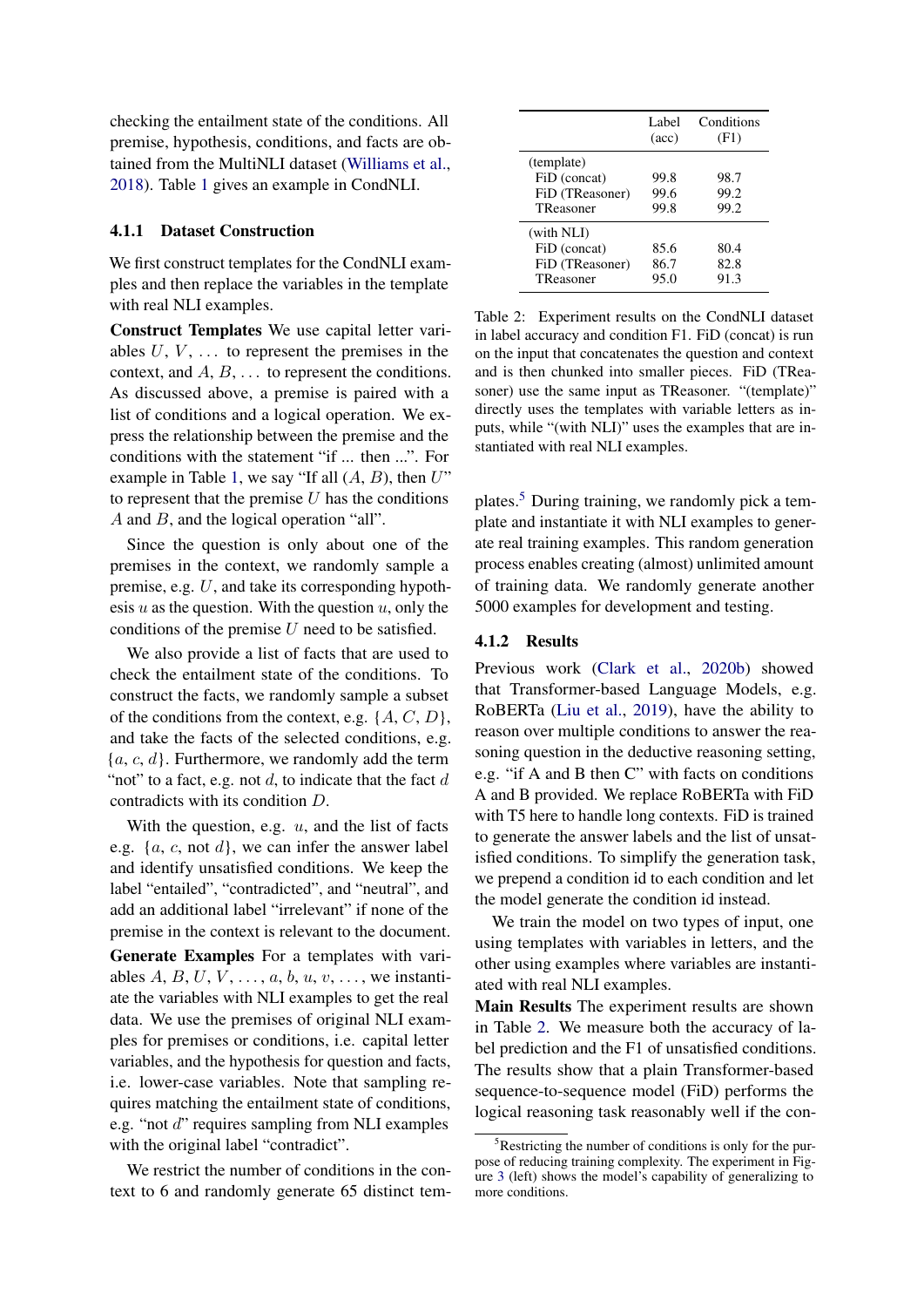checking the entailment state of the conditions. All premise, hypothesis, conditions, and facts are obtained from the MultiNLI dataset (Williams et al., 2018). Table 1 gives an example in CondNLI.

#### 4.1.1 Dataset Construction

We first construct templates for the CondNLI examples and then replace the variables in the template with real NLI examples.

**Construct Templates** We use capital letter variables $U$, $V$, ... to represent the premises in the context, and $A$, $B$, ... to represent the conditions. As discussed above, a premise is paired with a list of conditions and a logical operation. We express the relationship between the premise and the conditions with the statement "if ... then ...". For example in Table 1, we say "If all ($A$, $B$), then $U$" to represent that the premise $U$ has the conditions $A$ and $B$, and the logical operation "all".

Since the question is only about one of the premises in the context, we randomly sample a premise, e.g. $U$, and take its corresponding hypothesis $u$ as the question. With the question $u$, only the conditions of the premise $U$ need to be satisfied.

We also provide a list of facts that are used to check the entailment state of the conditions. To construct the facts, we randomly sample a subset of the conditions from the context, e.g. $\{A, C, D\}$, and take the facts of the selected conditions, e.g. $\{a, c, d\}$. Furthermore, we randomly add the term "not" to a fact, e.g. not $d$, to indicate that the fact $d$ contradicts with its condition $D$.

With the question, e.g. $u$, and the list of facts e.g. $\{a, c, \text{not } d\}$, we can infer the answer label and identify unsatisfied conditions. We keep the label "entailed", "contradicted", and "neutral", and add an additional label "irrelevant" if none of the premise in the context is relevant to the document.

**Generate Examples** For a templates with variables $A$, $B$, $U$, $V$, ..., $a$, $b$, $u$, $v$, ..., we instantiate the variables with NLI examples to get the real data. We use the premises of original NLI examples for premises or conditions, i.e. capital letter variables, and the hypothesis for question and facts, i.e. lower-case variables. Note that sampling requires matching the entailment state of conditions, e.g. "not $d$" requires sampling from NLI examples with the original label "contradict".

We restrict the number of conditions in the context to 6 and randomly generate 65 distinct templates.[5] During training, we randomly pick a template and instantiate it with NLI examples to generate real training examples. This random generation process enables creating (almost) unlimited amount of training data. We randomly generate another 5000 examples for development and testing.

|  | Label (acc) | Conditions (F1) |
|---|---|---|
| (template) | | |
| FiD (concat) | 99.8 | 98.7 |
| FiD (TReasoner) | 99.6 | 99.2 |
| TReasoner | 99.8 | 99.2 |
| (with NLI) | | |
| FiD (concat) | 85.6 | 80.4 |
| FiD (TReasoner) | 86.7 | 82.8 |
| TReasoner | 95.0 | 91.3 |

Table 2: Experiment results on the CondNLI dataset in label accuracy and condition F1. FiD (concat) is run on the input that concatenates the question and context and is then chunked into smaller pieces. FiD (TReasoner) use the same input as TReasoner. "(template)" directly uses the templates with variable letters as inputs, while "(with NLI)" uses the examples that are instantiated with real NLI examples.

#### 4.1.2 Results

Previous work (Clark et al., 2020b) showed that Transformer-based Language Models, e.g. RoBERTa (Liu et al., 2019), have the ability to reason over multiple conditions to answer the reasoning question in the deductive reasoning setting, e.g. "if A and B then C" with facts on conditions A and B provided. We replace RoBERTa with FiD with T5 here to handle long contexts. FiD is trained to generate the answer labels and the list of unsatisfied conditions. To simplify the generation task, we prepend a condition id to each condition and let the model generate the condition id instead.

We train the model on two types of input, one using templates with variables in letters, and the other using examples where variables are instantiated with real NLI examples.

**Main Results** The experiment results are shown in Table 2. We measure both the accuracy of label prediction and the F1 of unsatisfied conditions. The results show that a plain Transformer-based sequence-to-sequence model (FiD) performs the logical reasoning task reasonably well if the con-

[5] Restricting the number of conditions is only for the purpose of reducing training complexity. The experiment in Figure 3 (left) shows the model's capability of generalizing to more conditions.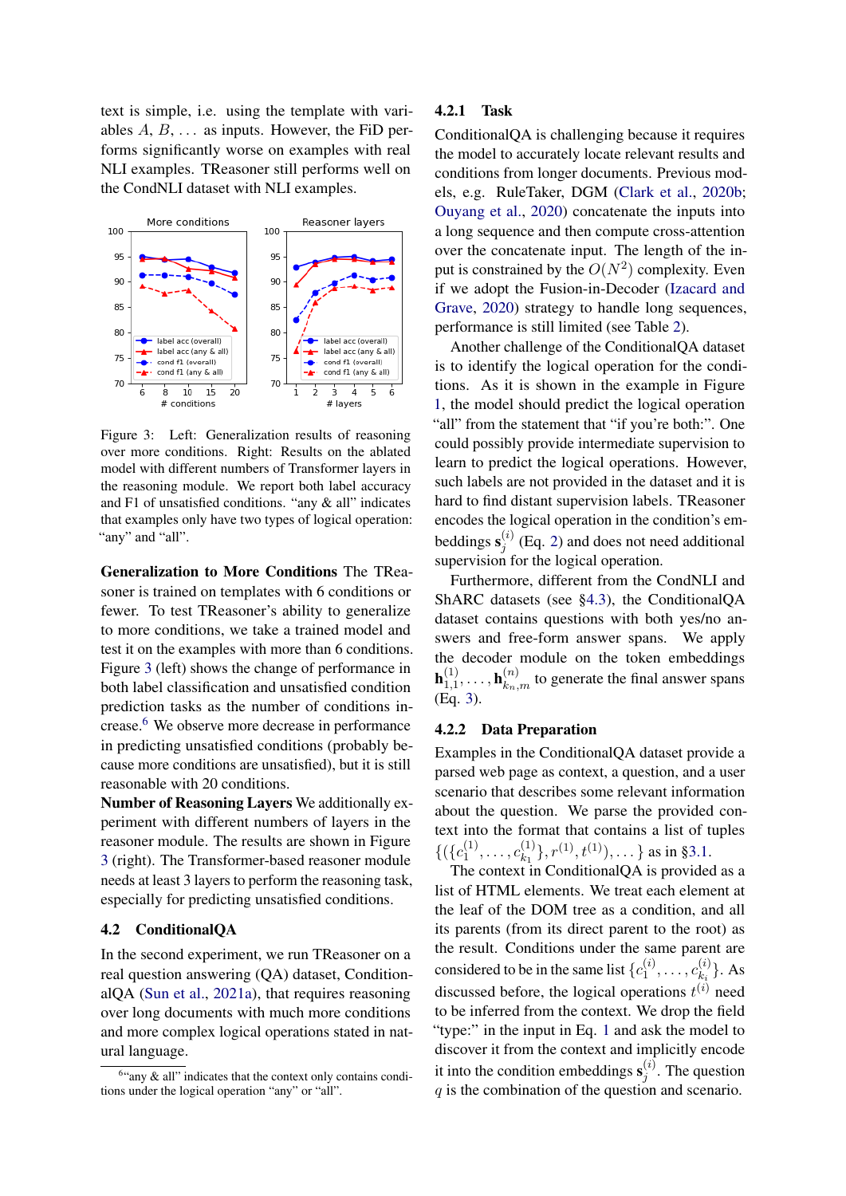text is simple, i.e. using the template with variables $A$, $B$, ... as inputs. However, the FiD performs significantly worse on examples with real NLI examples. TReasoner still performs well on the CondNLI dataset with NLI examples.

Figure 3: Left: Generalization results of reasoning over more conditions. Right: Results on the ablated model with different numbers of Transformer layers in the reasoning module. We report both label accuracy and F1 of unsatisfied conditions. "any & all" indicates that examples only have two types of logical operation: "any" and "all".

**Generalization to More Conditions** The TReasoner is trained on templates with 6 conditions or fewer. To test TReasoner's ability to generalize to more conditions, we take a trained model and test it on the examples with more than 6 conditions. Figure 3 (left) shows the change of performance in both label classification and unsatisfied condition prediction tasks as the number of conditions increase.[6] We observe more decrease in performance in predicting unsatisfied conditions (probably because more conditions are unsatisfied), but it is still reasonable with 20 conditions.

**Number of Reasoning Layers** We additionally experiment with different numbers of layers in the reasoner module. The results are shown in Figure 3 (right). The Transformer-based reasoner module needs at least 3 layers to perform the reasoning task, especially for predicting unsatisfied conditions.

## 4.2 ConditionalQA

In the second experiment, we run TReasoner on a real question answering (QA) dataset, ConditionalQA (Sun et al., 2021a), that requires reasoning over long documents with much more conditions and more complex logical operations stated in natural language.

[6] "any & all" indicates that the context only contains conditions under the logical operation "any" or "all".

### 4.2.1 Task

ConditionalQA is challenging because it requires the model to accurately locate relevant results and conditions from longer documents. Previous models, e.g. RuleTaker, DGM (Clark et al., 2020b; Ouyang et al., 2020) concatenate the inputs into a long sequence and then compute cross-attention over the concatenate input. The length of the input is constrained by the $O(N^2)$ complexity. Even if we adopt the Fusion-in-Decoder (Izacard and Grave, 2020) strategy to handle long sequences, performance is still limited (see Table 2).

Another challenge of the ConditionalQA dataset is to identify the logical operation for the conditions. As it is shown in the example in Figure 1, the model should predict the logical operation "all" from the statement that "if you're both:". One could possibly provide intermediate supervision to learn to predict the logical operations. However, such labels are not provided in the dataset and it is hard to find distant supervision labels. TReasoner encodes the logical operation in the condition's embeddings $\mathbf{s}_j^{(i)}$ (Eq. 2) and does not need additional supervision for the logical operation.

Furthermore, different from the CondNLI and ShARC datasets (see §4.3), the ConditionalQA dataset contains questions with both yes/no answers and free-form answer spans. We apply the decoder module on the token embeddings $\mathbf{h}_{1,1}^{(1)}, \ldots, \mathbf{h}_{k_n,m}^{(n)}$ to generate the final answer spans (Eq. 3).

### 4.2.2 Data Preparation

Examples in the ConditionalQA dataset provide a parsed web page as context, a question, and a user scenario that describes some relevant information about the question. We parse the provided context into the format that contains a list of tuples $\{(\{c_1^{(1)}, \ldots, c_{k_1}^{(1)}\}, r^{(1)}, t^{(1)}), \ldots\}$ as in §3.1.

The context in ConditionalQA is provided as a list of HTML elements. We treat each element at the leaf of the DOM tree as a condition, and all its parents (from its direct parent to the root) as the result. Conditions under the same parent are considered to be in the same list $\{c_1^{(i)}, \ldots, c_{k_i}^{(i)}\}$. As discussed before, the logical operations $t^{(i)}$ need to be inferred from the context. We drop the field "type:" in the input in Eq. 1 and ask the model to discover it from the context and implicitly encode it into the condition embeddings $\mathbf{s}_j^{(i)}$. The question $q$ is the combination of the question and scenario.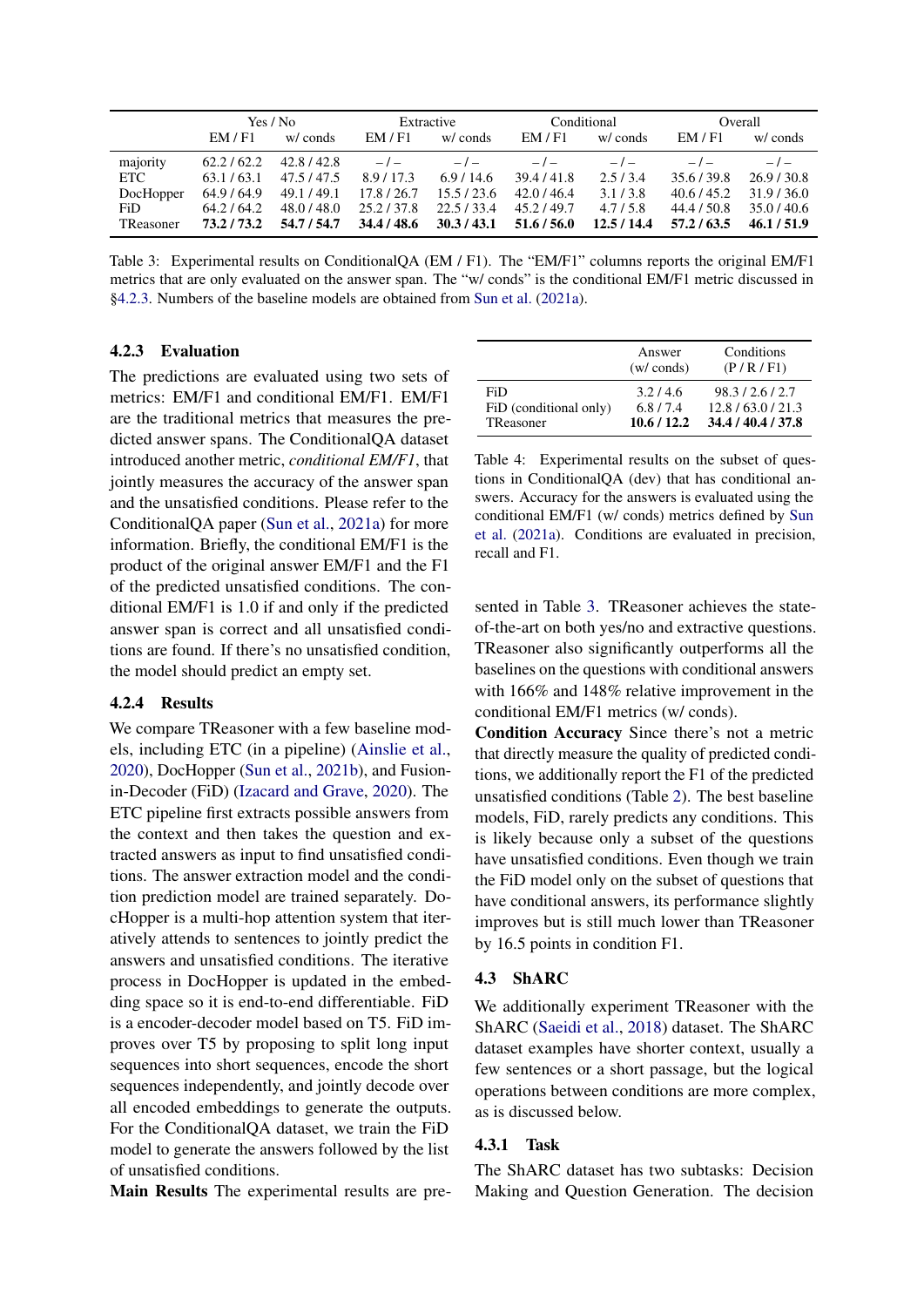|  | Yes / No |  | Extractive |  | Conditional |  | Overall |  |
|---|---|---|---|---|---|---|---|---|
|  | EM / F1 | w/ conds | EM / F1 | w/ conds | EM / F1 | w/ conds | EM / F1 | w/ conds |
| majority | 62.2 / 62.2 | 42.8 / 42.8 | – / – | – / – | – / – | – / – | – / – | – / – |
| ETC | 63.1 / 63.1 | 47.5 / 47.5 | 8.9 / 17.3 | 6.9 / 14.6 | 39.4 / 41.8 | 2.5 / 3.4 | 35.6 / 39.8 | 26.9 / 30.8 |
| DocHopper | 64.9 / 64.9 | 49.1 / 49.1 | 17.8 / 26.7 | 15.5 / 23.6 | 42.0 / 46.4 | 3.1 / 3.8 | 40.6 / 45.2 | 31.9 / 36.0 |
| FiD | 64.2 / 64.2 | 48.0 / 48.0 | 25.2 / 37.8 | 22.5 / 33.4 | 45.2 / 49.7 | 4.7 / 5.8 | 44.4 / 50.8 | 35.0 / 40.6 |
| TReasoner | **73.2 / 73.2** | **54.7 / 54.7** | **34.4 / 48.6** | **30.3 / 43.1** | **51.6 / 56.0** | **12.5 / 14.4** | **57.2 / 63.5** | **46.1 / 51.9** |

Table 3: Experimental results on ConditionalQA (EM / F1). The "EM/F1" columns reports the original EM/F1 metrics that are only evaluated on the answer span. The "w/ conds" is the conditional EM/F1 metric discussed in §4.2.3. Numbers of the baseline models are obtained from Sun et al. (2021a).

### 4.2.3 Evaluation

The predictions are evaluated using two sets of metrics: EM/F1 and conditional EM/F1. EM/F1 are the traditional metrics that measures the predicted answer spans. The ConditionalQA dataset introduced another metric, *conditional EM/F1*, that jointly measures the accuracy of the answer span and the unsatisfied conditions. Please refer to the ConditionalQA paper (Sun et al., 2021a) for more information. Briefly, the conditional EM/F1 is the product of the original answer EM/F1 and the F1 of the predicted unsatisfied conditions. The conditional EM/F1 is 1.0 if and only if the predicted answer span is correct and all unsatisfied conditions are found. If there's no unsatisfied condition, the model should predict an empty set.

### 4.2.4 Results

We compare TReasoner with a few baseline models, including ETC (in a pipeline) (Ainslie et al., 2020), DocHopper (Sun et al., 2021b), and Fusion-in-Decoder (FiD) (Izacard and Grave, 2020). The ETC pipeline first extracts possible answers from the context and then takes the question and extracted answers as input to find unsatisfied conditions. The answer extraction model and the condition prediction model are trained separately. DocHopper is a multi-hop attention system that iteratively attends to sentences to jointly predict the answers and unsatisfied conditions. The iterative process in DocHopper is updated in the embedding space so it is end-to-end differentiable. FiD is a encoder-decoder model based on T5. FiD improves over T5 by proposing to split long input sequences into short sequences, encode the short sequences independently, and jointly decode over all encoded embeddings to generate the outputs. For the ConditionalQA dataset, we train the FiD model to generate the answers followed by the list of unsatisfied conditions.

**Main Results** The experimental results are presented in Table 3. TReasoner achieves the state-of-the-art on both yes/no and extractive questions. TReasoner also significantly outperforms all the baselines on the questions with conditional answers with 166% and 148% relative improvement in the conditional EM/F1 metrics (w/ conds).

|  | Answer (w/ conds) | Conditions (P / R / F1) |
|---|---|---|
| FiD | 3.2 / 4.6 | 98.3 / 2.6 / 2.7 |
| FiD (conditional only) | 6.8 / 7.4 | 12.8 / 63.0 / 21.3 |
| TReasoner | **10.6 / 12.2** | **34.4 / 40.4 / 37.8** |

Table 4: Experimental results on the subset of questions in ConditionalQA (dev) that has conditional answers. Accuracy for the answers is evaluated using the conditional EM/F1 (w/ conds) metrics defined by Sun et al. (2021a). Conditions are evaluated in precision, recall and F1.

**Condition Accuracy** Since there's not a metric that directly measure the quality of predicted conditions, we additionally report the F1 of the predicted unsatisfied conditions (Table 2). The best baseline models, FiD, rarely predicts any conditions. This is likely because only a subset of the questions have unsatisfied conditions. Even though we train the FiD model only on the subset of questions that have conditional answers, its performance slightly improves but is still much lower than TReasoner by 16.5 points in condition F1.

## 4.3 ShARC

We additionally experiment TReasoner with the ShARC (Saeidi et al., 2018) dataset. The ShARC dataset examples have shorter context, usually a few sentences or a short passage, but the logical operations between conditions are more complex, as is discussed below.

### 4.3.1 Task

The ShARC dataset has two subtasks: Decision Making and Question Generation. The decision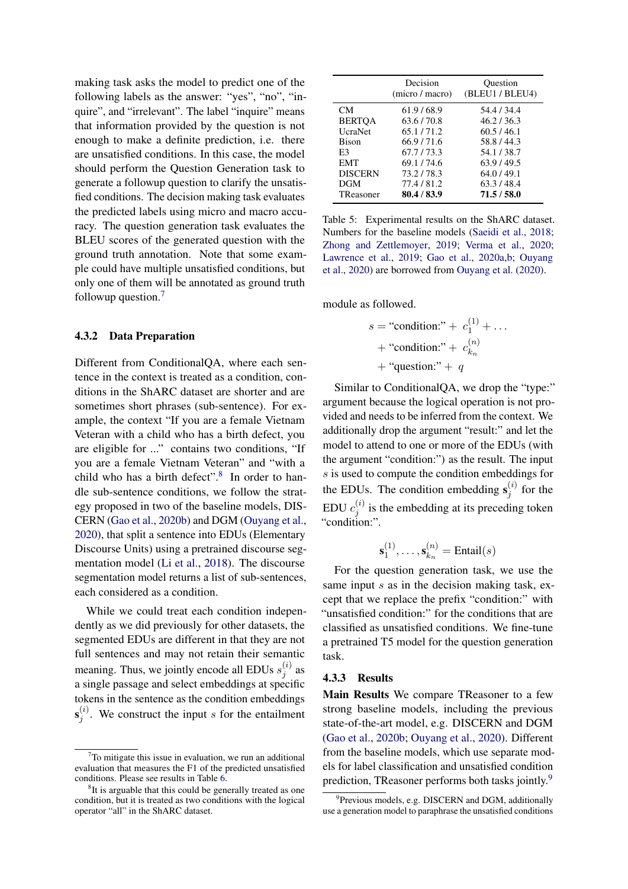making task asks the model to predict one of the following labels as the answer: "yes", "no", "inquire", and "irrelevant". The label "inquire" means that information provided by the question is not enough to make a definite prediction, i.e. there are unsatisfied conditions. In this case, the model should perform the Question Generation task to generate a followup question to clarify the unsatisfied conditions. The decision making task evaluates the predicted labels using micro and macro accuracy. The question generation task evaluates the BLEU scores of the generated question with the ground truth annotation. Note that some example could have multiple unsatisfied conditions, but only one of them will be annotated as ground truth followup question.[7]

### 4.3.2 Data Preparation

Different from ConditionalQA, where each sentence in the context is treated as a condition, conditions in the ShARC dataset are shorter and are sometimes short phrases (sub-sentence). For example, the context "If you are a female Vietnam Veteran with a child who has a birth defect, you are eligible for ..." contains two conditions, "If you are a female Vietnam Veteran" and "with a child who has a birth defect".[8] In order to handle sub-sentence conditions, we follow the strategy proposed in two of the baseline models, DISCERN (Gao et al., 2020b) and DGM (Ouyang et al., 2020), that split a sentence into EDUs (Elementary Discourse Units) using a pretrained discourse segmentation model (Li et al., 2018). The discourse segmentation model returns a list of sub-sentences, each considered as a condition.

While we could treat each condition independently as we did previously for other datasets, the segmented EDUs are different in that they are not full sentences and may not retain their semantic meaning. Thus, we jointly encode all EDUs $s_j^{(i)}$ as a single passage and select embeddings at specific tokens in the sentence as the condition embeddings $\mathbf{s}_j^{(i)}$. We construct the input $s$ for the entailment module as followed.

$$s = \text{“condition:”} + c_1^{(1)} + \dots + \text{“condition:”} + c_{k_n}^{(n)} + \text{“question:”} + q$$

Similar to ConditionalQA, we drop the "type:" argument because the logical operation is not provided and needs to be inferred from the context. We additionally drop the argument "result:" and let the model to attend to one or more of the EDUs (with the argument "condition:") as the result. The input $s$ is used to compute the condition embeddings for the EDUs. The condition embedding $\mathbf{s}_j^{(i)}$ for the EDU $c_j^{(i)}$ is the embedding at its preceding token "condition:".

$$\mathbf{s}_1^{(1)}, \dots, \mathbf{s}_{k_n}^{(n)} = \text{Entail}(s)$$

For the question generation task, we use the same input $s$ as in the decision making task, except that we replace the prefix "condition:" with "unsatisfied condition:" for the conditions that are classified as unsatisfied conditions. We fine-tune a pretrained T5 model for the question generation task.

| | Decision (micro / macro) | Question (BLEU1 / BLEU4) |
|---|---|---|
| CM | 61.9 / 68.9 | 54.4 / 34.4 |
| BERTQA | 63.6 / 70.8 | 46.2 / 36.3 |
| UcraNet | 65.1 / 71.2 | 60.5 / 46.1 |
| Bison | 66.9 / 71.6 | 58.8 / 44.3 |
| E3 | 67.7 / 73.3 | 54.1 / 38.7 |
| EMT | 69.1 / 74.6 | 63.9 / 49.5 |
| DISCERN | 73.2 / 78.3 | 64.0 / 49.1 |
| DGM | 77.4 / 81.2 | 63.3 / 48.4 |
| TReasoner | **80.4 / 83.9** | **71.5 / 58.0** |

Table 5: Experimental results on the ShARC dataset. Numbers for the baseline models (Saeidi et al., 2018; Zhong and Zettlemoyer, 2019; Verma et al., 2020; Lawrence et al., 2019; Gao et al., 2020a,b; Ouyang et al., 2020) are borrowed from Ouyang et al. (2020).

### 4.3.3 Results

**Main Results** We compare TReasoner to a few strong baseline models, including the previous state-of-the-art model, e.g. DISCERN and DGM (Gao et al., 2020b; Ouyang et al., 2020). Different from the baseline models, which use separate models for label classification and unsatisfied condition prediction, TReasoner performs both tasks jointly.[9]

[7] To mitigate this issue in evaluation, we run an additional evaluation that measures the F1 of the predicted unsatisfied conditions. Please see results in Table 6.

[8] It is arguable that this could be generally treated as one condition, but it is treated as two conditions with the logical operator "all" in the ShARC dataset.

[9] Previous models, e.g. DISCERN and DGM, additionally use a generation model to paraphrase the unsatisfied conditions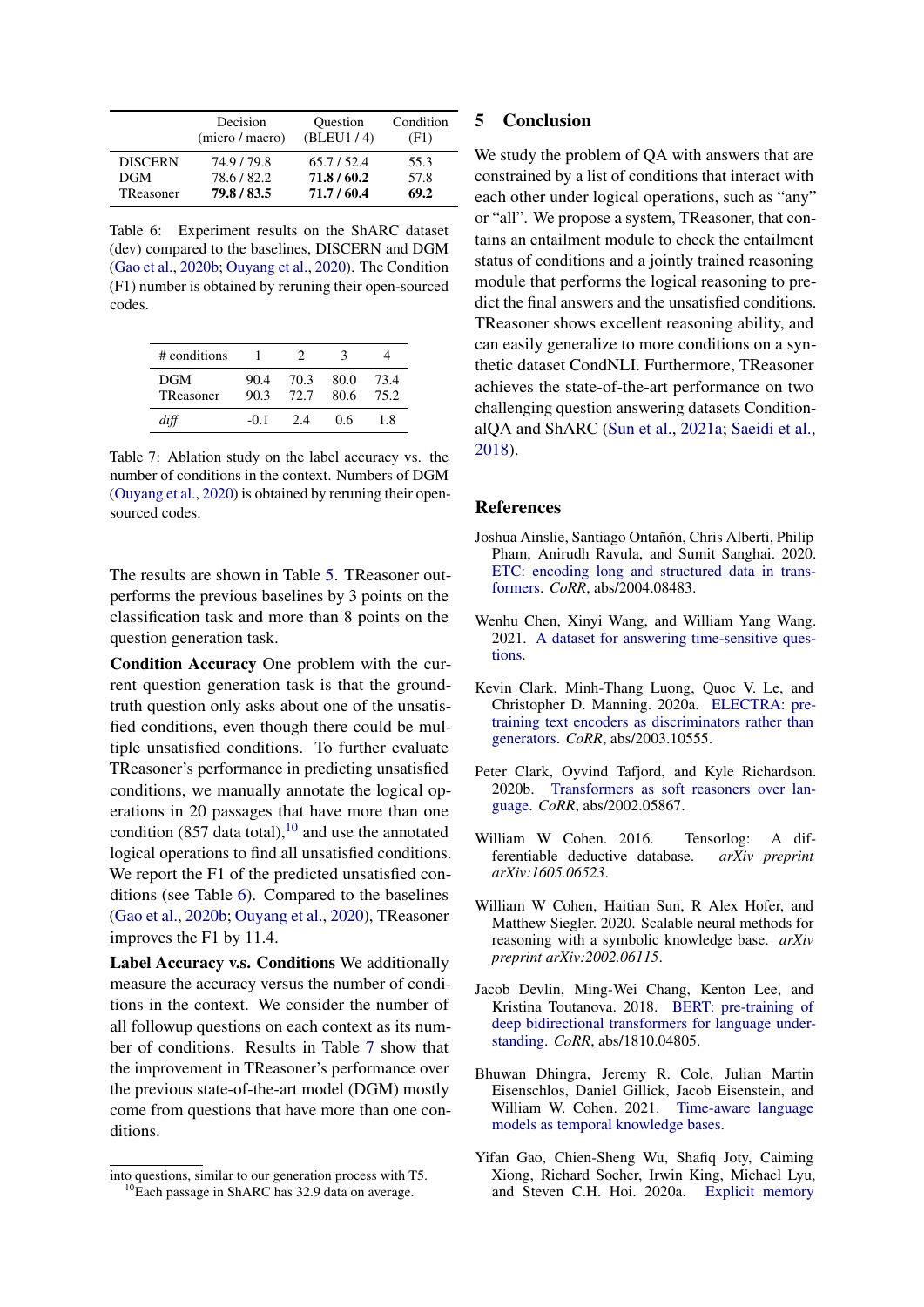|  | Decision (micro / macro) | Question (BLEU1 / 4) | Condition (F1) |
|---|---|---|---|
| DISCERN | 74.9 / 79.8 | 65.7 / 52.4 | 55.3 |
| DGM | 78.6 / 82.2 | **71.8 / 60.2** | 57.8 |
| TReasoner | **79.8 / 83.5** | **71.7 / 60.4** | **69.2** |

Table 6: Experiment results on the ShARC dataset (dev) compared to the baselines, DISCERN and DGM (Gao et al., 2020b; Ouyang et al., 2020). The Condition (F1) number is obtained by reruning their open-sourced codes.

| # conditions | 1 | 2 | 3 | 4 |
|---|---|---|---|---|
| DGM | 90.4 | 70.3 | 80.0 | 73.4 |
| TReasoner | 90.3 | 72.7 | 80.6 | 75.2 |
| *diff* | -0.1 | 2.4 | 0.6 | 1.8 |

Table 7: Ablation study on the label accuracy vs. the number of conditions in the context. Numbers of DGM (Ouyang et al., 2020) is obtained by reruning their open-sourced codes.

The results are shown in Table 5. TReasoner outperforms the previous baselines by 3 points on the classification task and more than 8 points on the question generation task.

**Condition Accuracy** One problem with the current question generation task is that the ground-truth question only asks about one of the unsatisfied conditions, even though there could be multiple unsatisfied conditions. To further evaluate TReasoner's performance in predicting unsatisfied conditions, we manually annotate the logical operations in 20 passages that have more than one condition (857 data total),[10] and use the annotated logical operations to find all unsatisfied conditions. We report the F1 of the predicted unsatisfied conditions (see Table 6). Compared to the baselines (Gao et al., 2020b; Ouyang et al., 2020), TReasoner improves the F1 by 11.4.

**Label Accuracy v.s. Conditions** We additionally measure the accuracy versus the number of conditions in the context. We consider the number of all followup questions on each context as its number of conditions. Results in Table 7 show that the improvement in TReasoner's performance over the previous state-of-the-art model (DGM) mostly come from questions that have more than one conditions.

into questions, similar to our generation process with T5.

[10]Each passage in ShARC has 32.9 data on average.

## 5 Conclusion

We study the problem of QA with answers that are constrained by a list of conditions that interact with each other under logical operations, such as "any" or "all". We propose a system, TReasoner, that contains an entailment module to check the entailment status of conditions and a jointly trained reasoning module that performs the logical reasoning to predict the final answers and the unsatisfied conditions. TReasoner shows excellent reasoning ability, and can easily generalize to more conditions on a synthetic dataset CondNLI. Furthermore, TReasoner achieves the state-of-the-art performance on two challenging question answering datasets ConditionalQA and ShARC (Sun et al., 2021a; Saeidi et al., 2018).

## References

Joshua Ainslie, Santiago Ontañón, Chris Alberti, Philip Pham, Anirudh Ravula, and Sumit Sanghai. 2020. ETC: encoding long and structured data in transformers. *CoRR*, abs/2004.08483.

Wenhu Chen, Xinyi Wang, and William Yang Wang. 2021. A dataset for answering time-sensitive questions.

Kevin Clark, Minh-Thang Luong, Quoc V. Le, and Christopher D. Manning. 2020a. ELECTRA: pre-training text encoders as discriminators rather than generators. *CoRR*, abs/2003.10555.

Peter Clark, Oyvind Tafjord, and Kyle Richardson. 2020b. Transformers as soft reasoners over language. *CoRR*, abs/2002.05867.

William W Cohen. 2016. Tensorlog: A differentiable deductive database. *arXiv preprint arXiv:1605.06523*.

William W Cohen, Haitian Sun, R Alex Hofer, and Matthew Siegler. 2020. Scalable neural methods for reasoning with a symbolic knowledge base. *arXiv preprint arXiv:2002.06115*.

Jacob Devlin, Ming-Wei Chang, Kenton Lee, and Kristina Toutanova. 2018. BERT: pre-training of deep bidirectional transformers for language understanding. *CoRR*, abs/1810.04805.

Bhuwan Dhingra, Jeremy R. Cole, Julian Martin Eisenschlos, Daniel Gillick, Jacob Eisenstein, and William W. Cohen. 2021. Time-aware language models as temporal knowledge bases.

Yifan Gao, Chien-Sheng Wu, Shafiq Joty, Caiming Xiong, Richard Socher, Irwin King, Michael Lyu, and Steven C.H. Hoi. 2020a. Explicit memory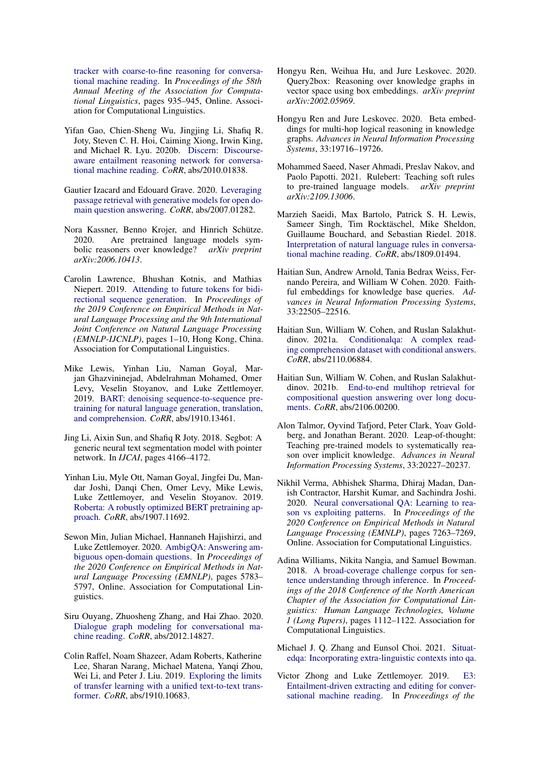tracker with coarse-to-fine reasoning for conversational machine reading. In *Proceedings of the 58th Annual Meeting of the Association for Computational Linguistics*, pages 935–945, Online. Association for Computational Linguistics.

Yifan Gao, Chien-Sheng Wu, Jingjing Li, Shafiq R. Joty, Steven C. H. Hoi, Caiming Xiong, Irwin King, and Michael R. Lyu. 2020b. Discern: Discourse-aware entailment reasoning network for conversational machine reading. *CoRR*, abs/2010.01838.

Gautier Izacard and Edouard Grave. 2020. Leveraging passage retrieval with generative models for open domain question answering. *CoRR*, abs/2007.01282.

Nora Kassner, Benno Krojer, and Hinrich Schütze. 2020. Are pretrained language models symbolic reasoners over knowledge? *arXiv preprint arXiv:2006.10413*.

Carolin Lawrence, Bhushan Kotnis, and Mathias Niepert. 2019. Attending to future tokens for bidirectional sequence generation. In *Proceedings of the 2019 Conference on Empirical Methods in Natural Language Processing and the 9th International Joint Conference on Natural Language Processing (EMNLP-IJCNLP)*, pages 1–10, Hong Kong, China. Association for Computational Linguistics.

Mike Lewis, Yinhan Liu, Naman Goyal, Marjan Ghazvininejad, Abdelrahman Mohamed, Omer Levy, Veselin Stoyanov, and Luke Zettlemoyer. 2019. BART: denoising sequence-to-sequence pretraining for natural language generation, translation, and comprehension. *CoRR*, abs/1910.13461.

Jing Li, Aixin Sun, and Shafiq R Joty. 2018. Segbot: A generic neural text segmentation model with pointer network. In *IJCAI*, pages 4166–4172.

Yinhan Liu, Myle Ott, Naman Goyal, Jingfei Du, Mandar Joshi, Danqi Chen, Omer Levy, Mike Lewis, Luke Zettlemoyer, and Veselin Stoyanov. 2019. Roberta: A robustly optimized BERT pretraining approach. *CoRR*, abs/1907.11692.

Sewon Min, Julian Michael, Hannaneh Hajishirzi, and Luke Zettlemoyer. 2020. AmbigQA: Answering ambiguous open-domain questions. In *Proceedings of the 2020 Conference on Empirical Methods in Natural Language Processing (EMNLP)*, pages 5783–5797, Online. Association for Computational Linguistics.

Siru Ouyang, Zhuosheng Zhang, and Hai Zhao. 2020. Dialogue graph modeling for conversational machine reading. *CoRR*, abs/2012.14827.

Colin Raffel, Noam Shazeer, Adam Roberts, Katherine Lee, Sharan Narang, Michael Matena, Yanqi Zhou, Wei Li, and Peter J. Liu. 2019. Exploring the limits of transfer learning with a unified text-to-text transformer. *CoRR*, abs/1910.10683.

Hongyu Ren, Weihua Hu, and Jure Leskovec. 2020. Query2box: Reasoning over knowledge graphs in vector space using box embeddings. *arXiv preprint arXiv:2002.05969*.

Hongyu Ren and Jure Leskovec. 2020. Beta embeddings for multi-hop logical reasoning in knowledge graphs. *Advances in Neural Information Processing Systems*, 33:19716–19726.

Mohammed Saeed, Naser Ahmadi, Preslav Nakov, and Paolo Papotti. 2021. Rulebert: Teaching soft rules to pre-trained language models. *arXiv preprint arXiv:2109.13006*.

Marzieh Saeidi, Max Bartolo, Patrick S. H. Lewis, Sameer Singh, Tim Rocktäschel, Mike Sheldon, Guillaume Bouchard, and Sebastian Riedel. 2018. Interpretation of natural language rules in conversational machine reading. *CoRR*, abs/1809.01494.

Haitian Sun, Andrew Arnold, Tania Bedrax Weiss, Fernando Pereira, and William W Cohen. 2020. Faithful embeddings for knowledge base queries. *Advances in Neural Information Processing Systems*, 33:22505–22516.

Haitian Sun, William W. Cohen, and Ruslan Salakhutdinov. 2021a. Conditionalqa: A complex reading comprehension dataset with conditional answers. *CoRR*, abs/2110.06884.

Haitian Sun, William W. Cohen, and Ruslan Salakhutdinov. 2021b. End-to-end multihop retrieval for compositional question answering over long documents. *CoRR*, abs/2106.00200.

Alon Talmor, Oyvind Tafjord, Peter Clark, Yoav Goldberg, and Jonathan Berant. 2020. Leap-of-thought: Teaching pre-trained models to systematically reason over implicit knowledge. *Advances in Neural Information Processing Systems*, 33:20227–20237.

Nikhil Verma, Abhishek Sharma, Dhiraj Madan, Danish Contractor, Harshit Kumar, and Sachindra Joshi. 2020. Neural conversational QA: Learning to reason vs exploiting patterns. In *Proceedings of the 2020 Conference on Empirical Methods in Natural Language Processing (EMNLP)*, pages 7263–7269, Online. Association for Computational Linguistics.

Adina Williams, Nikita Nangia, and Samuel Bowman. 2018. A broad-coverage challenge corpus for sentence understanding through inference. In *Proceedings of the 2018 Conference of the North American Chapter of the Association for Computational Linguistics: Human Language Technologies, Volume 1 (Long Papers)*, pages 1112–1122. Association for Computational Linguistics.

Michael J. Q. Zhang and Eunsol Choi. 2021. Situatedqa: Incorporating extra-linguistic contexts into qa.

Victor Zhong and Luke Zettlemoyer. 2019. E3: Entailment-driven extracting and editing for conversational machine reading. In *Proceedings of the*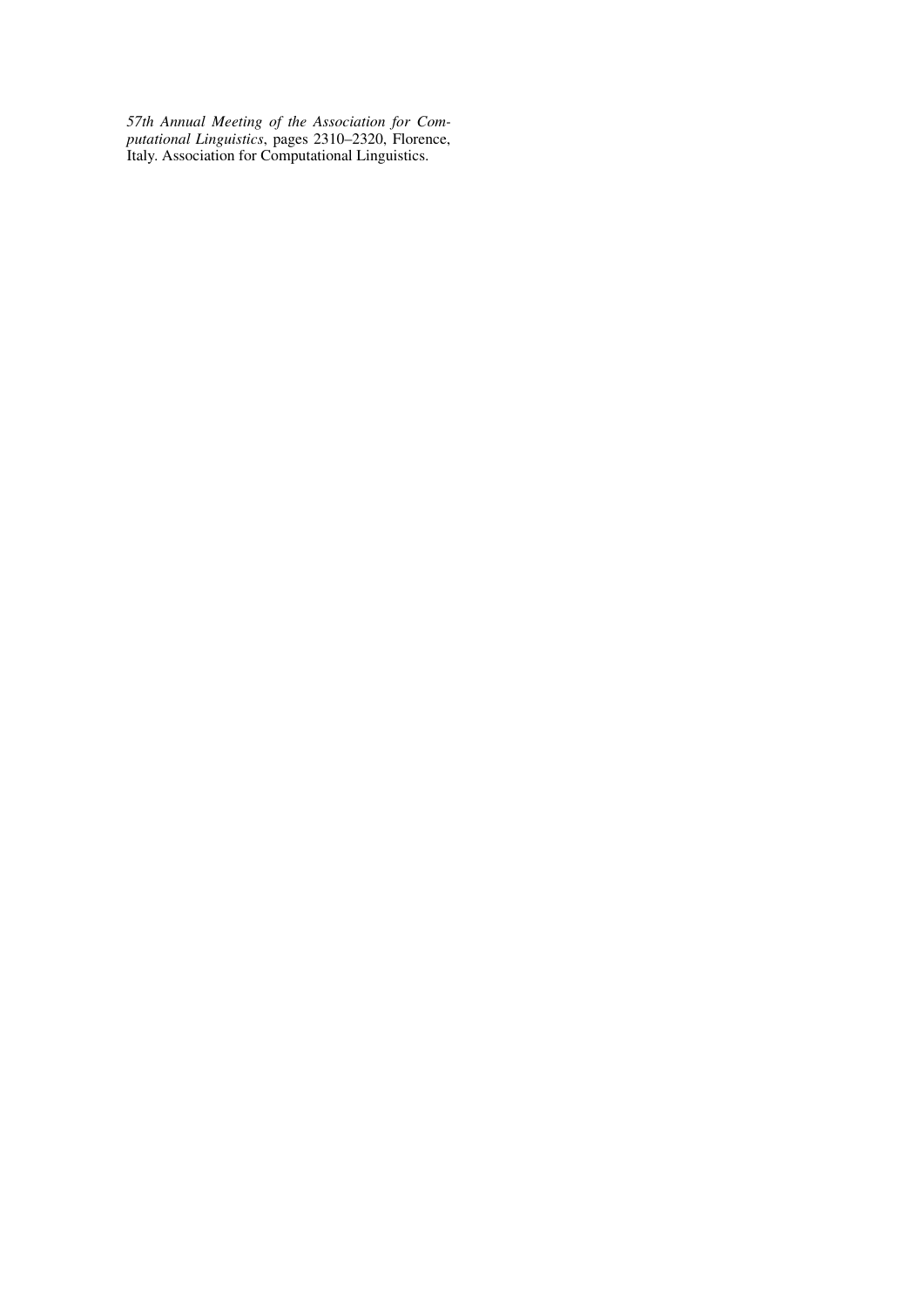*57th Annual Meeting of the Association for Computational Linguistics*, pages 2310–2320, Florence, Italy. Association for Computational Linguistics.